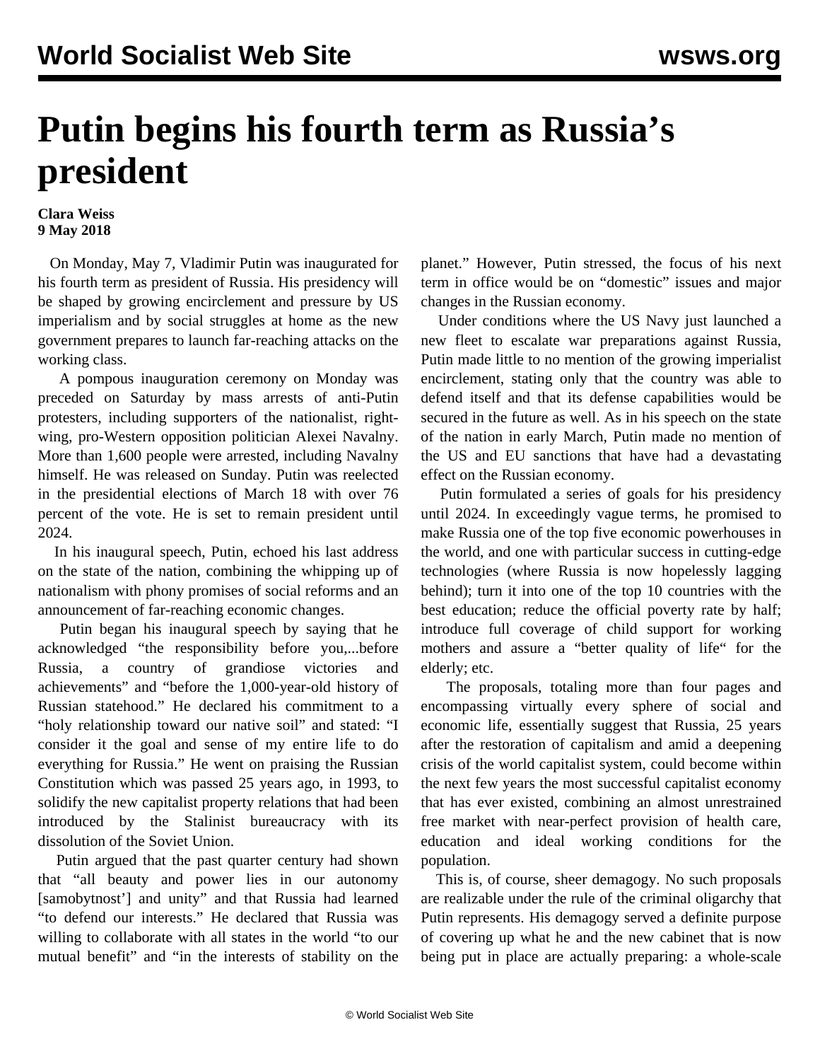# Putin begins his fourth term as Russia's president

**Clara Weiss**
**9 May 2018**

On Monday, May 7, Vladimir Putin was inaugurated for his fourth term as president of Russia. His presidency will be shaped by growing encirclement and pressure by US imperialism and by social struggles at home as the new government prepares to launch far-reaching attacks on the working class.

A pompous inauguration ceremony on Monday was preceded on Saturday by mass arrests of anti-Putin protesters, including supporters of the nationalist, right-wing, pro-Western opposition politician Alexei Navalny. More than 1,600 people were arrested, including Navalny himself. He was released on Sunday. Putin was reelected in the presidential elections of March 18 with over 76 percent of the vote. He is set to remain president until 2024.

In his inaugural speech, Putin, echoed his last address on the state of the nation, combining the whipping up of nationalism with phony promises of social reforms and an announcement of far-reaching economic changes.

Putin began his inaugural speech by saying that he acknowledged "the responsibility before you,...before Russia, a country of grandiose victories and achievements" and "before the 1,000-year-old history of Russian statehood." He declared his commitment to a "holy relationship toward our native soil" and stated: "I consider it the goal and sense of my entire life to do everything for Russia." He went on praising the Russian Constitution which was passed 25 years ago, in 1993, to solidify the new capitalist property relations that had been introduced by the Stalinist bureaucracy with its dissolution of the Soviet Union.

Putin argued that the past quarter century had shown that "all beauty and power lies in our autonomy [samobytnost'] and unity" and that Russia had learned "to defend our interests." He declared that Russia was willing to collaborate with all states in the world "to our mutual benefit" and "in the interests of stability on the planet." However, Putin stressed, the focus of his next term in office would be on "domestic" issues and major changes in the Russian economy.

Under conditions where the US Navy just launched a new fleet to escalate war preparations against Russia, Putin made little to no mention of the growing imperialist encirclement, stating only that the country was able to defend itself and that its defense capabilities would be secured in the future as well. As in his speech on the state of the nation in early March, Putin made no mention of the US and EU sanctions that have had a devastating effect on the Russian economy.

Putin formulated a series of goals for his presidency until 2024. In exceedingly vague terms, he promised to make Russia one of the top five economic powerhouses in the world, and one with particular success in cutting-edge technologies (where Russia is now hopelessly lagging behind); turn it into one of the top 10 countries with the best education; reduce the official poverty rate by half; introduce full coverage of child support for working mothers and assure a "better quality of life" for the elderly; etc.

The proposals, totaling more than four pages and encompassing virtually every sphere of social and economic life, essentially suggest that Russia, 25 years after the restoration of capitalism and amid a deepening crisis of the world capitalist system, could become within the next few years the most successful capitalist economy that has ever existed, combining an almost unrestrained free market with near-perfect provision of health care, education and ideal working conditions for the population.

This is, of course, sheer demagogy. No such proposals are realizable under the rule of the criminal oligarchy that Putin represents. His demagogy served a definite purpose of covering up what he and the new cabinet that is now being put in place are actually preparing: a whole-scale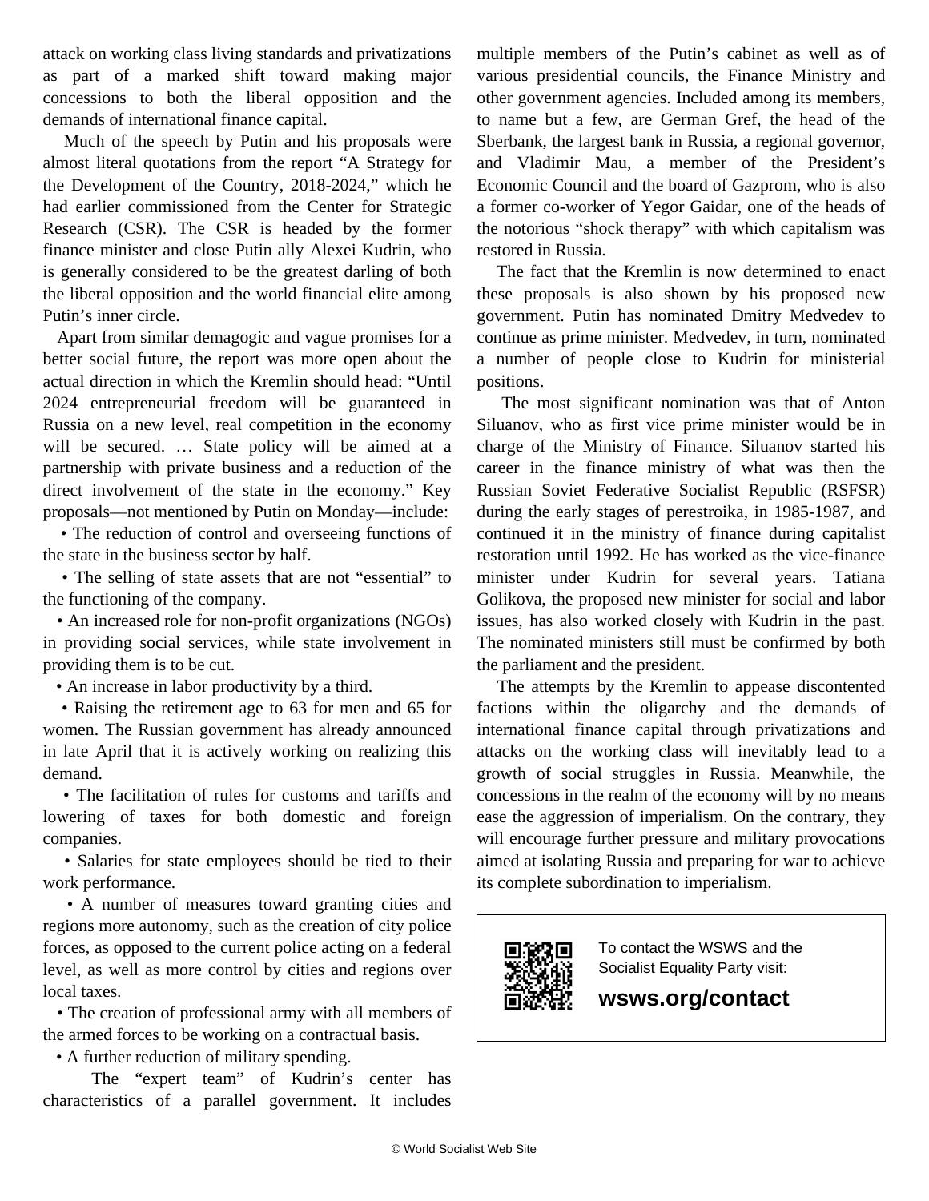attack on working class living standards and privatizations as part of a marked shift toward making major concessions to both the liberal opposition and the demands of international finance capital.

Much of the speech by Putin and his proposals were almost literal quotations from the report "A Strategy for the Development of the Country, 2018-2024," which he had earlier commissioned from the Center for Strategic Research (CSR). The CSR is headed by the former finance minister and close Putin ally Alexei Kudrin, who is generally considered to be the greatest darling of both the liberal opposition and the world financial elite among Putin's inner circle.

Apart from similar demagogic and vague promises for a better social future, the report was more open about the actual direction in which the Kremlin should head: "Until 2024 entrepreneurial freedom will be guaranteed in Russia on a new level, real competition in the economy will be secured. … State policy will be aimed at a partnership with private business and a reduction of the direct involvement of the state in the economy." Key proposals—not mentioned by Putin on Monday—include:

- The reduction of control and overseeing functions of the state in the business sector by half.
- The selling of state assets that are not "essential" to the functioning of the company.
- An increased role for non-profit organizations (NGOs) in providing social services, while state involvement in providing them is to be cut.
- An increase in labor productivity by a third.
- Raising the retirement age to 63 for men and 65 for women. The Russian government has already announced in late April that it is actively working on realizing this demand.
- The facilitation of rules for customs and tariffs and lowering of taxes for both domestic and foreign companies.
- Salaries for state employees should be tied to their work performance.
- A number of measures toward granting cities and regions more autonomy, such as the creation of city police forces, as opposed to the current police acting on a federal level, as well as more control by cities and regions over local taxes.
- The creation of professional army with all members of the armed forces to be working on a contractual basis.
- A further reduction of military spending.

The "expert team" of Kudrin's center has characteristics of a parallel government. It includes multiple members of the Putin's cabinet as well as of various presidential councils, the Finance Ministry and other government agencies. Included among its members, to name but a few, are German Gref, the head of the Sberbank, the largest bank in Russia, a regional governor, and Vladimir Mau, a member of the President's Economic Council and the board of Gazprom, who is also a former co-worker of Yegor Gaidar, one of the heads of the notorious "shock therapy" with which capitalism was restored in Russia.

The fact that the Kremlin is now determined to enact these proposals is also shown by his proposed new government. Putin has nominated Dmitry Medvedev to continue as prime minister. Medvedev, in turn, nominated a number of people close to Kudrin for ministerial positions.

The most significant nomination was that of Anton Siluanov, who as first vice prime minister would be in charge of the Ministry of Finance. Siluanov started his career in the finance ministry of what was then the Russian Soviet Federative Socialist Republic (RSFSR) during the early stages of perestroika, in 1985-1987, and continued it in the ministry of finance during capitalist restoration until 1992. He has worked as the vice-finance minister under Kudrin for several years. Tatiana Golikova, the proposed new minister for social and labor issues, has also worked closely with Kudrin in the past. The nominated ministers still must be confirmed by both the parliament and the president.

The attempts by the Kremlin to appease discontented factions within the oligarchy and the demands of international finance capital through privatizations and attacks on the working class will inevitably lead to a growth of social struggles in Russia. Meanwhile, the concessions in the realm of the economy will by no means ease the aggression of imperialism. On the contrary, they will encourage further pressure and military provocations aimed at isolating Russia and preparing for war to achieve its complete subordination to imperialism.

To contact the WSWS and the Socialist Equality Party visit:

**wsws.org/contact**